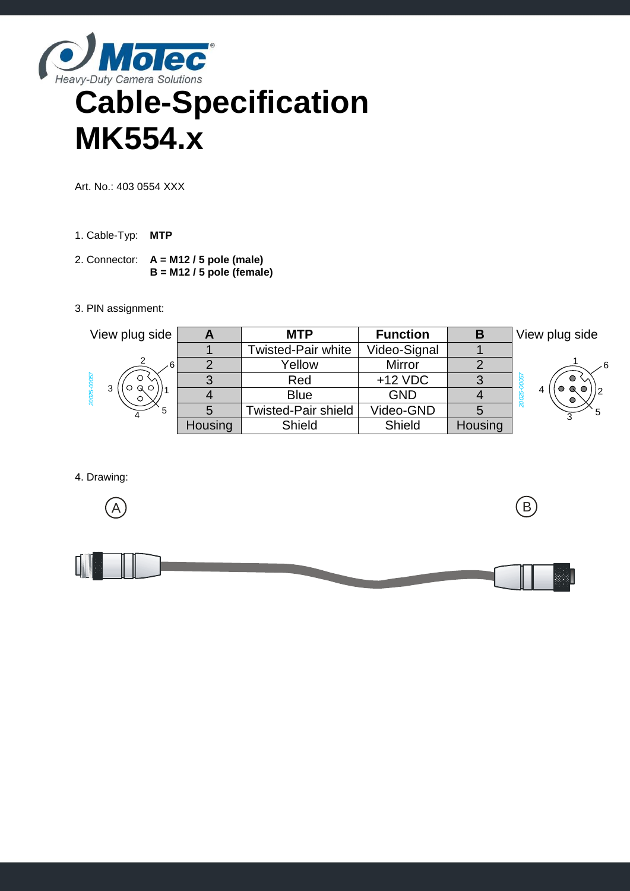# Cable-Specification MK554.x

Art. No.: 403 0554 XXX

1. Cable-Typ: **MTP**

2. Connector: **A = M12 / 5 pole (male)**
   **B = M12 / 5 pole (female)**

3. PIN assignment:

View plug side

| A | MTP | Function | B |
|---|---|---|---|
| 1 | Twisted-Pair white | Video-Signal | 1 |
| 2 | Yellow | Mirror | 2 |
| 3 | Red | +12 VDC | 3 |
| 4 | Blue | GND | 4 |
| 5 | Twisted-Pair shield | Video-GND | 5 |
| Housing | Shield | Shield | Housing |

View plug side

4. Drawing:

A

B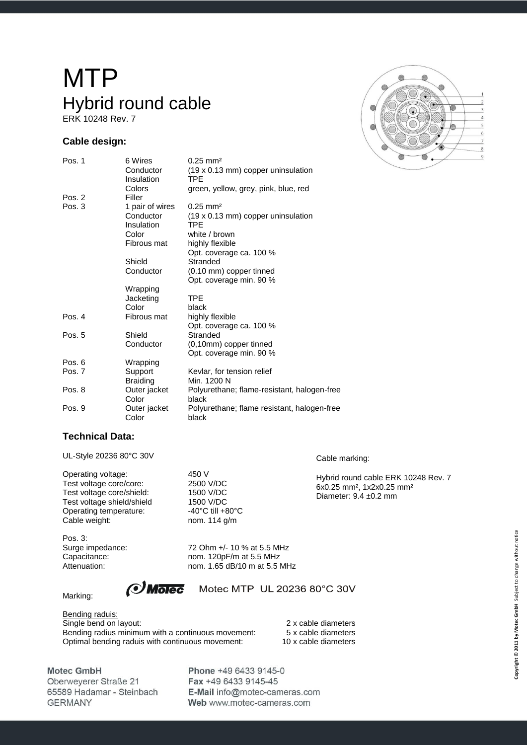# MTP

## Hybrid round cable

ERK 10248 Rev. 7

### Cable design:

| | | |
|---|---|---|
| Pos. 1 | 6 Wires | 0.25 mm² |
| | Conductor | (19 x 0.13 mm) copper uninsulation |
| | Insulation | TPE |
| | Colors | green, yellow, grey, pink, blue, red |
| Pos. 2 | Filler | |
| Pos. 3 | 1 pair of wires | 0.25 mm² |
| | Conductor | (19 x 0.13 mm) copper uninsulation |
| | Insulation | TPE |
| | Color | white / brown |
| | Fibrous mat | highly flexible |
| | | Opt. coverage ca. 100 % |
| | Shield | Stranded |
| | Conductor | (0.10 mm) copper tinned |
| | | Opt. coverage min. 90 % |
| | Wrapping | |
| | Jacketing | TPE |
| | Color | black |
| Pos. 4 | Fibrous mat | highly flexible |
| | | Opt. coverage ca. 100 % |
| Pos. 5 | Shield | Stranded |
| | Conductor | (0,10mm) copper tinned |
| | | Opt. coverage min. 90 % |
| Pos. 6 | Wrapping | |
| Pos. 7 | Support | Kevlar, for tension relief |
| | Braiding | Min. 1200 N |
| Pos. 8 | Outer jacket | Polyurethane; flame-resistant, halogen-free |
| | Color | black |
| Pos. 9 | Outer jacket | Polyurethane; flame resistant, halogen-free |
| | Color | black |

1
2
3
4
5
6
7
8
9

### Technical Data:

UL-Style 20236 80°C 30V

| | |
|---|---|
| Operating voltage: | 450 V |
| Test voltage core/core: | 2500 V/DC |
| Test voltage core/shield: | 1500 V/DC |
| Test voltage shield/shield | 1500 V/DC |
| Operating temperature: | -40°C till +80°C |
| Cable weight: | nom. 114 g/m |

Pos. 3:

| | |
|---|---|
| Surge impedance: | 72 Ohm +/- 10 % at 5.5 MHz |
| Capacitance: | nom. 120pF/m at 5.5 MHz |
| Attenuation: | nom. 1.65 dB/10 m at 5.5 MHz |

Cable marking:

Hybrid round cable ERK 10248 Rev. 7
6x0.25 mm², 1x2x0.25 mm²
Diameter: 9.4 ±0.2 mm

Marking: Motec MTP UL 20236 80°C 30V

Bending raduis:

| | |
|---|---|
| Single bend on layout: | 2 x cable diameters |
| Bending radius minimum with a continuous movement: | 5 x cable diameters |
| Optimal bending raduis with continuous movement: | 10 x cable diameters |

**Motec GmbH**
Oberweyerer Straße 21
65589 Hadamar - Steinbach
GERMANY

**Phone** +49 6433 9145-0
**Fax** +49 6433 9145-45
**E-Mail** info@motec-cameras.com
**Web** www.motec-cameras.com

**Copyright © 2011 by Motec GmbH** Subject to change without notice